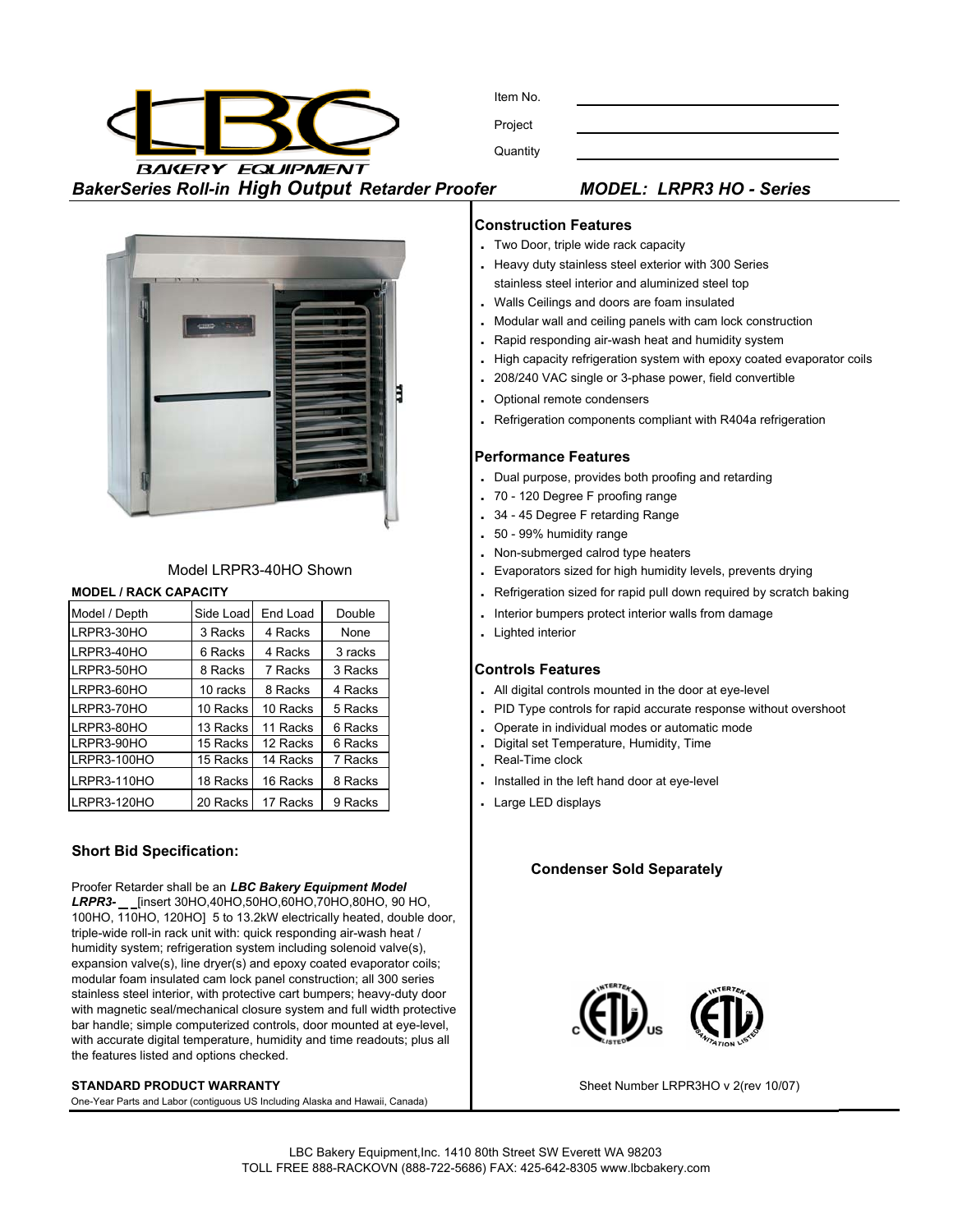# LBC BAKERY EQUIPMENT

Item No. ________________________

Project ________________________

Quantity ________________________

## *BakerSeries Roll-in **High Output** Retarder Proofer* — *MODEL: LRPR3 HO - Series*

Model LRPR3-40HO Shown

**MODEL / RACK CAPACITY**

| Model / Depth | Side Load | End Load | Double |
|---|---|---|---|
| LRPR3-30HO | 3 Racks | 4 Racks | None |
| LRPR3-40HO | 6 Racks | 4 Racks | 3 racks |
| LRPR3-50HO | 8 Racks | 7 Racks | 3 Racks |
| LRPR3-60HO | 10 racks | 8 Racks | 4 Racks |
| LRPR3-70HO | 10 Racks | 10 Racks | 5 Racks |
| LRPR3-80HO | 13 Racks | 11 Racks | 6 Racks |
| LRPR3-90HO | 15 Racks | 12 Racks | 6 Racks |
| LRPR3-100HO | 15 Racks | 14 Racks | 7 Racks |
| LRPR3-110HO | 18 Racks | 16 Racks | 8 Racks |
| LRPR3-120HO | 20 Racks | 17 Racks | 9 Racks |

### Short Bid Specification:

Proofer Retarder shall be an ***LBC Bakery Equipment Model LRPR3-*** _ _[insert 30HO,40HO,50HO,60HO,70HO,80HO, 90 HO, 100HO, 110HO, 120HO] 5 to 13.2kW electrically heated, double door, triple-wide roll-in rack unit with: quick responding air-wash heat / humidity system; refrigeration system including solenoid valve(s), expansion valve(s), line dryer(s) and epoxy coated evaporator coils; modular foam insulated cam lock panel construction; all 300 series stainless steel interior, with protective cart bumpers; heavy-duty door with magnetic seal/mechanical closure system and full width protective bar handle; simple computerized controls, door mounted at eye-level, with accurate digital temperature, humidity and time readouts; plus all the features listed and options checked.

**STANDARD PRODUCT WARRANTY**

One-Year Parts and Labor (contiguous US Including Alaska and Hawaii, Canada)

### Construction Features

- Two Door, triple wide rack capacity
- Heavy duty stainless steel exterior with 300 Series stainless steel interior and aluminized steel top
- Walls Ceilings and doors are foam insulated
- Modular wall and ceiling panels with cam lock construction
- Rapid responding air-wash heat and humidity system
- High capacity refrigeration system with epoxy coated evaporator coils
- 208/240 VAC single or 3-phase power, field convertible
- Optional remote condensers
- Refrigeration components compliant with R404a refrigeration

### Performance Features

- Dual purpose, provides both proofing and retarding
- 70 - 120 Degree F proofing range
- 34 - 45 Degree F retarding Range
- 50 - 99% humidity range
- Non-submerged calrod type heaters
- Evaporators sized for high humidity levels, prevents drying
- Refrigeration sized for rapid pull down required by scratch baking
- Interior bumpers protect interior walls from damage
- Lighted interior

### Controls Features

- All digital controls mounted in the door at eye-level
- PID Type controls for rapid accurate response without overshoot
- Operate in individual modes or automatic mode
- Digital set Temperature, Humidity, Time
- Real-Time clock
- Installed in the left hand door at eye-level
- Large LED displays

**Condenser Sold Separately**

Sheet Number LRPR3HO v 2(rev 10/07)

LBC Bakery Equipment,Inc. 1410 80th Street SW Everett WA 98203
TOLL FREE 888-RACKOVN (888-722-5686) FAX: 425-642-8305 www.lbcbakery.com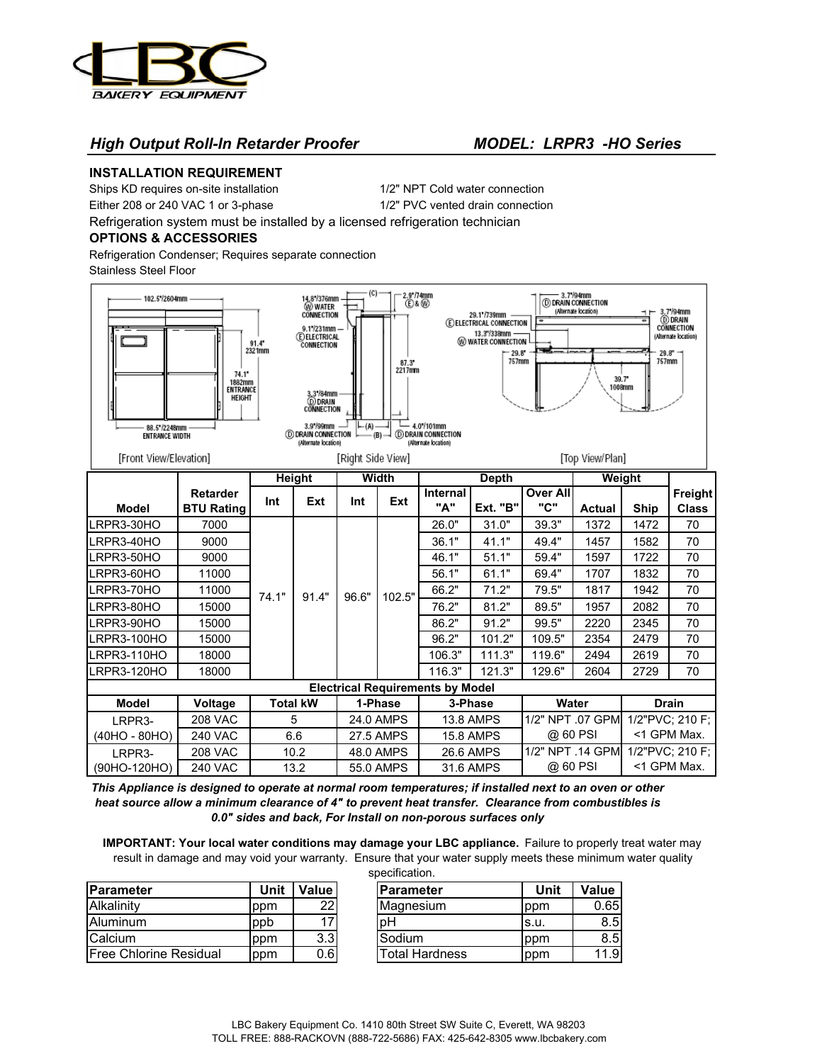## High Output Roll-In Retarder Proofer MODEL: LRPR3 -HO Series

### INSTALLATION REQUIREMENT

Ships KD requires on-site installation

Either 208 or 240 VAC 1 or 3-phase

1/2" NPT Cold water connection

1/2" PVC vented drain connection

Refrigeration system must be installed by a licensed refrigeration technician

### OPTIONS & ACCESSORIES

Refrigeration Condenser; Requires separate connection

Stainless Steel Floor

102.5"/2604mm
91.4" 2321mm
74.1" 1882mm ENTRANCE HEIGHT
88.5"/2248mm ENTRANCE WIDTH
[Front View/Elevation]

14.8"/376mm (W) WATER CONNECTION
(C)
2.9"/74mm (E) & (W)
9.1"/231mm (E) ELECTRICAL CONNECTION
87.3" 2217mm
3.3"/84mm (D) DRAIN CONNECTION
3.9"/99mm (D) DRAIN CONNECTION (Alternate location)
(A)
(B)
4.0"/101mm (D) DRAIN CONNECTION (Alternate location)
[Right Side View]

3.7"/94mm (D) DRAIN CONNECTION (Alternate location)
29.1"/739mm (E) ELECTRICAL CONNECTION
13.3"/338mm (W) WATER CONNECTION
3.7"/94mm (D) DRAIN CONNECTION (Alternate location)
29.8" 757mm
39.7" 1008mm
29.8" 757mm
[Top View/Plan]

| Model | Retarder BTU Rating | Height | | Width | | Depth | | | Weight | | Freight Class |
|---|---|---|---|---|---|---|---|---|---|---|---|
| | | Int | Ext | Int | Ext | Internal "A" | Ext. "B" | Over All "C" | Actual | Ship | |
| LRPR3-30HO | 7000 | 74.1" | 91.4" | 96.6" | 102.5" | 26.0" | 31.0" | 39.3" | 1372 | 1472 | 70 |
| LRPR3-40HO | 9000 | | | | | 36.1" | 41.1" | 49.4" | 1457 | 1582 | 70 |
| LRPR3-50HO | 9000 | | | | | 46.1" | 51.1" | 59.4" | 1597 | 1722 | 70 |
| LRPR3-60HO | 11000 | | | | | 56.1" | 61.1" | 69.4" | 1707 | 1832 | 70 |
| LRPR3-70HO | 11000 | | | | | 66.2" | 71.2" | 79.5" | 1817 | 1942 | 70 |
| LRPR3-80HO | 15000 | | | | | 76.2" | 81.2" | 89.5" | 1957 | 2082 | 70 |
| LRPR3-90HO | 15000 | | | | | 86.2" | 91.2" | 99.5" | 2220 | 2345 | 70 |
| LRPR3-100HO | 15000 | | | | | 96.2" | 101.2" | 109.5" | 2354 | 2479 | 70 |
| LRPR3-110HO | 18000 | | | | | 106.3" | 111.3" | 119.6" | 2494 | 2619 | 70 |
| LRPR3-120HO | 18000 | | | | | 116.3" | 121.3" | 129.6" | 2604 | 2729 | 70 |

**Electrical Requirements by Model**

| Model | Voltage | Total kW | 1-Phase | 3-Phase | Water | Drain |
|---|---|---|---|---|---|---|
| LRPR3- (40HO - 80HO) | 208 VAC | 5 | 24.0 AMPS | 13.8 AMPS | 1/2" NPT .07 GPM @ 60 PSI | 1/2"PVC; 210 F; <1 GPM Max. |
| | 240 VAC | 6.6 | 27.5 AMPS | 15.8 AMPS | | |
| LRPR3- (90HO-120HO) | 208 VAC | 10.2 | 48.0 AMPS | 26.6 AMPS | 1/2" NPT .14 GPM @ 60 PSI | 1/2"PVC; 210 F; <1 GPM Max. |
| | 240 VAC | 13.2 | 55.0 AMPS | 31.6 AMPS | | |

***This Appliance is designed to operate at normal room temperatures; if installed next to an oven or other heat source allow a minimum clearance of 4" to prevent heat transfer. Clearance from combustibles is 0.0" sides and back, For Install on non-porous surfaces only***

**IMPORTANT: Your local water conditions may damage your LBC appliance.** Failure to properly treat water may result in damage and may void your warranty. Ensure that your water supply meets these minimum water quality specification.

| Parameter | Unit | Value |
|---|---|---|
| Alkalinity | ppm | 22 |
| Aluminum | ppb | 17 |
| Calcium | ppm | 3.3 |
| Free Chlorine Residual | ppm | 0.6 |

| Parameter | Unit | Value |
|---|---|---|
| Magnesium | ppm | 0.65 |
| pH | s.u. | 8.5 |
| Sodium | ppm | 8.5 |
| Total Hardness | ppm | 11.9 |

LBC Bakery Equipment Co. 1410 80th Street SW Suite C, Everett, WA 98203
TOLL FREE: 888-RACKOVN (888-722-5686) FAX: 425-642-8305 www.lbcbakery.com